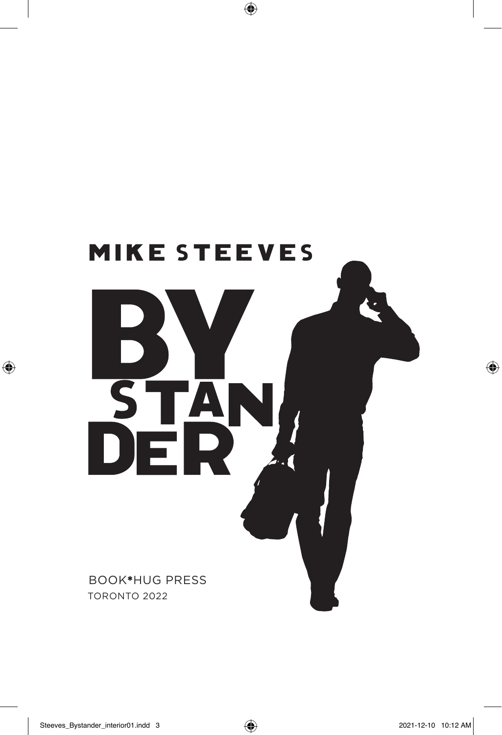MIKE STEEVES

# BYSTANDER

BOOK*HUG PRESS
TORONTO 2022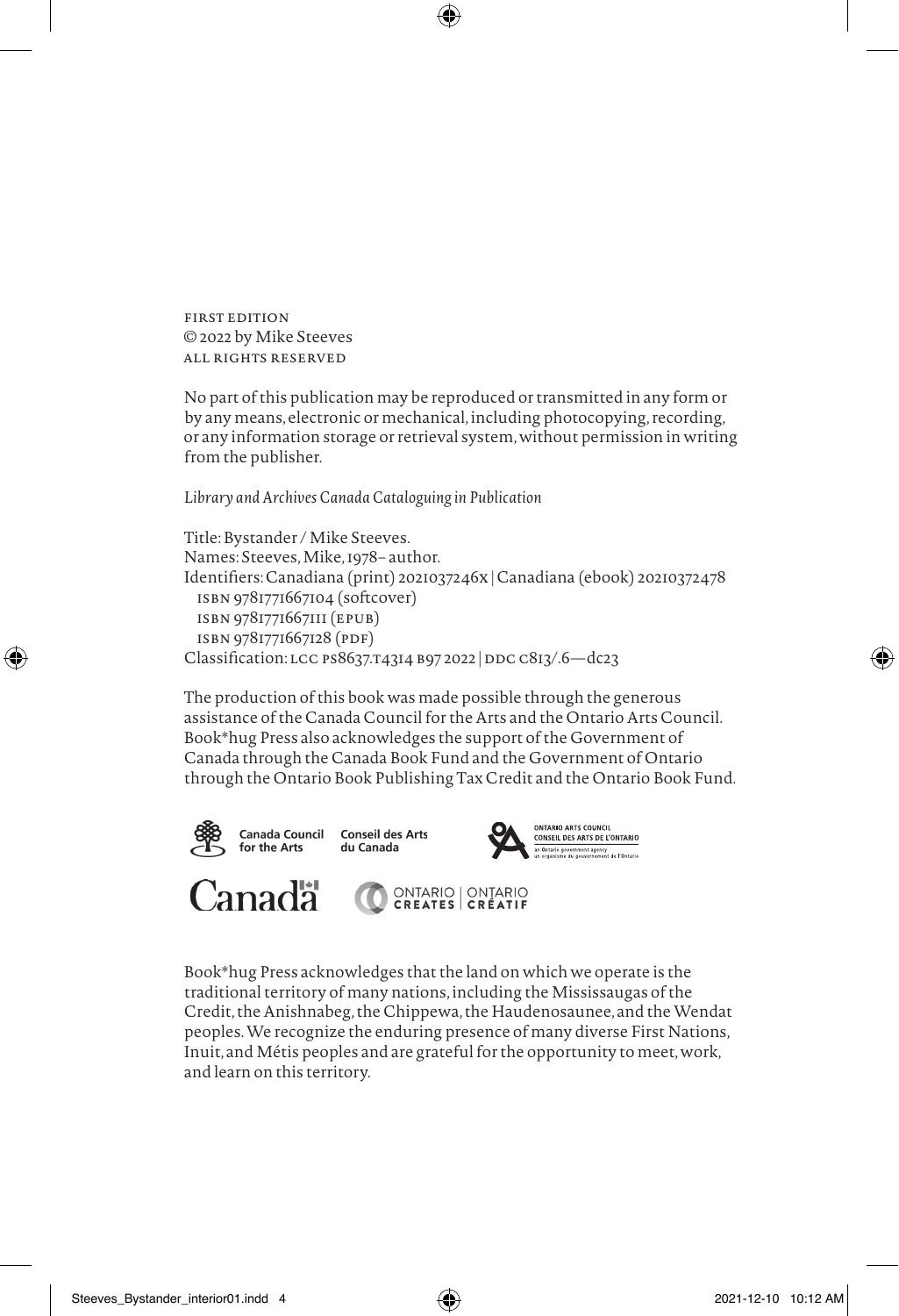FIRST EDITION
© 2022 by Mike Steeves
ALL RIGHTS RESERVED

No part of this publication may be reproduced or transmitted in any form or by any means, electronic or mechanical, including photocopying, recording, or any information storage or retrieval system, without permission in writing from the publisher.

*Library and Archives Canada Cataloguing in Publication*

Title: Bystander / Mike Steeves.
Names: Steeves, Mike, 1978– author.
Identifiers: Canadiana (print) 2021037246X | Canadiana (ebook) 20210372478
ISBN 9781771667104 (softcover)
ISBN 9781771667111 (EPUB)
ISBN 9781771667128 (PDF)
Classification: LCC PS8637.T4314 B97 2022 | DDC C813/.6—dc23

The production of this book was made possible through the generous assistance of the Canada Council for the Arts and the Ontario Arts Council. Book*hug Press also acknowledges the support of the Government of Canada through the Canada Book Fund and the Government of Ontario through the Ontario Book Publishing Tax Credit and the Ontario Book Fund.

Canada Council for the Arts | Conseil des Arts du Canada

ONTARIO ARTS COUNCIL
CONSEIL DES ARTS DE L'ONTARIO
an Ontario government agency
un organisme du gouvernement de l'Ontario

Canada

ONTARIO CREATES | ONTARIO CRÉATIF

Book*hug Press acknowledges that the land on which we operate is the traditional territory of many nations, including the Mississaugas of the Credit, the Anishnabeg, the Chippewa, the Haudenosaunee, and the Wendat peoples. We recognize the enduring presence of many diverse First Nations, Inuit, and Métis peoples and are grateful for the opportunity to meet, work, and learn on this territory.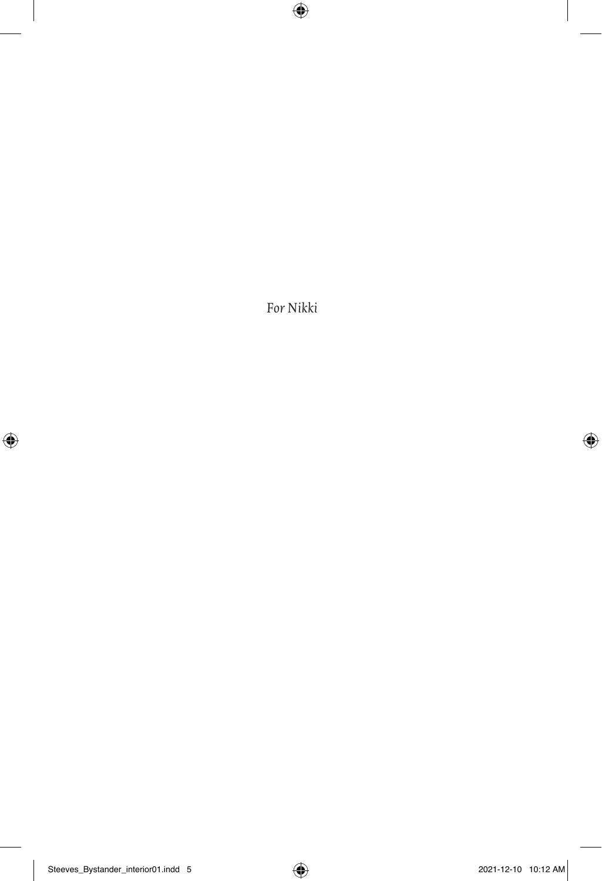*For Nikki*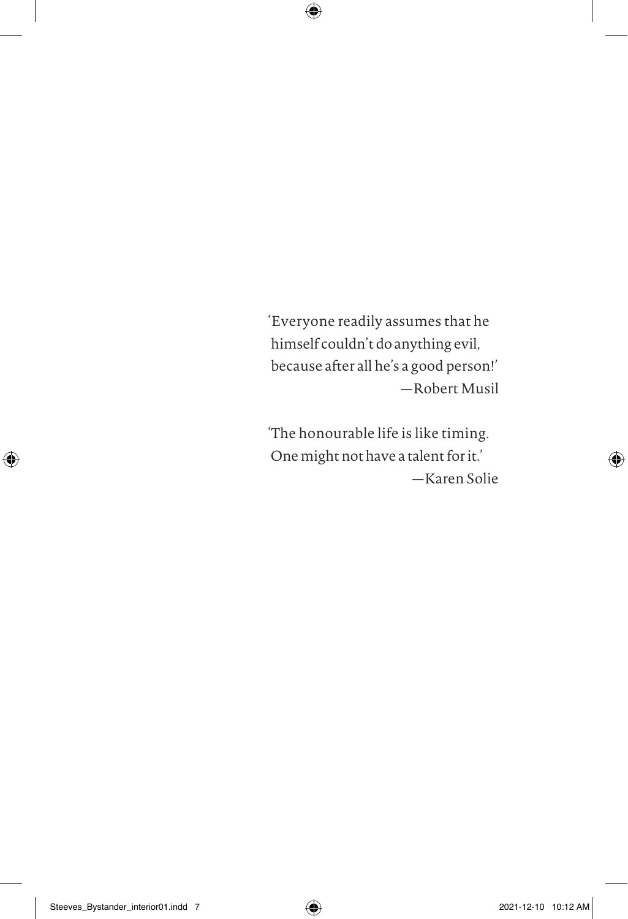'Everyone readily assumes that he
himself couldn't do anything evil,
because after all he's a good person!'
—Robert Musil

'The honourable life is like timing.
One might not have a talent for it.'
—Karen Solie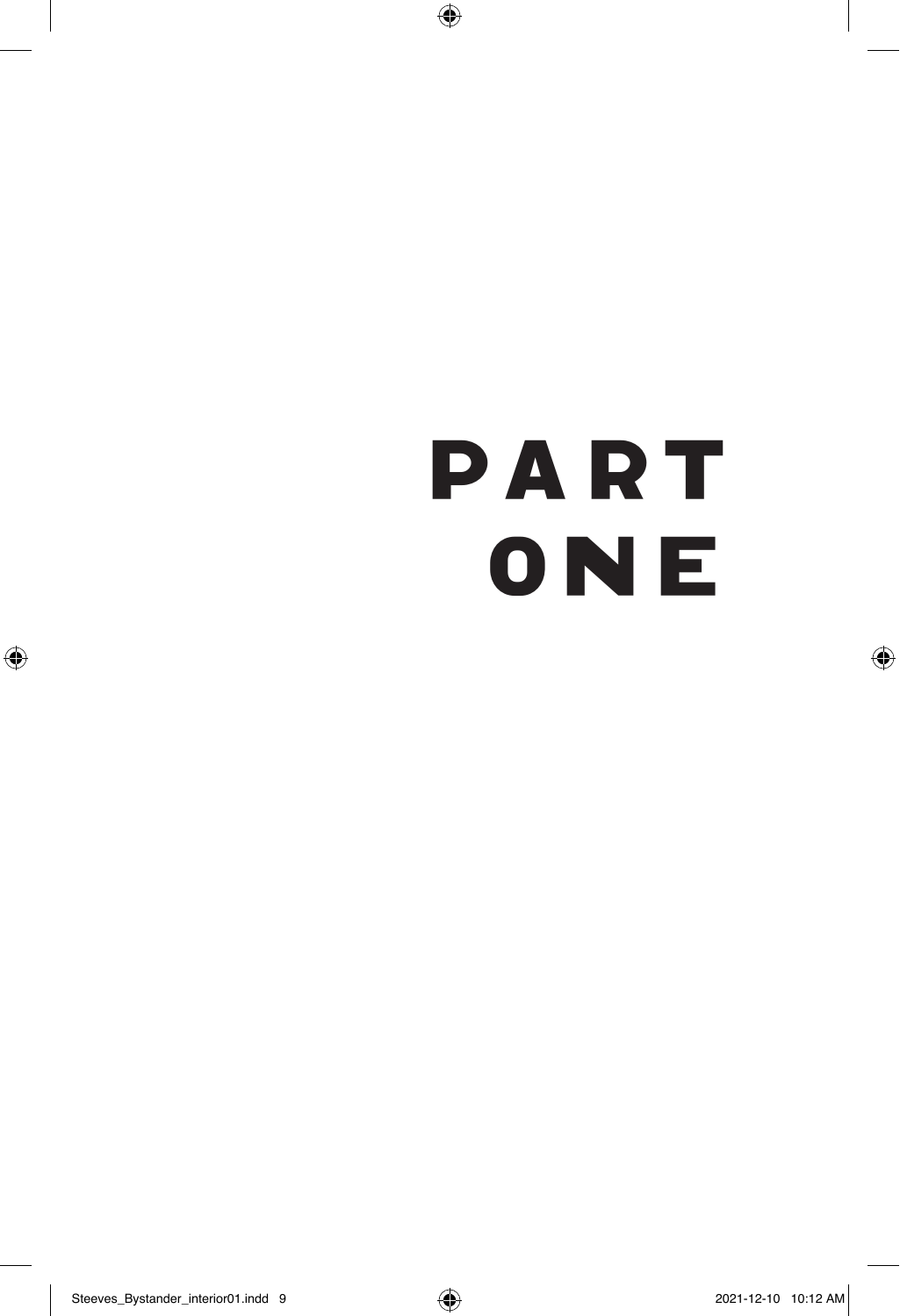# PART ONE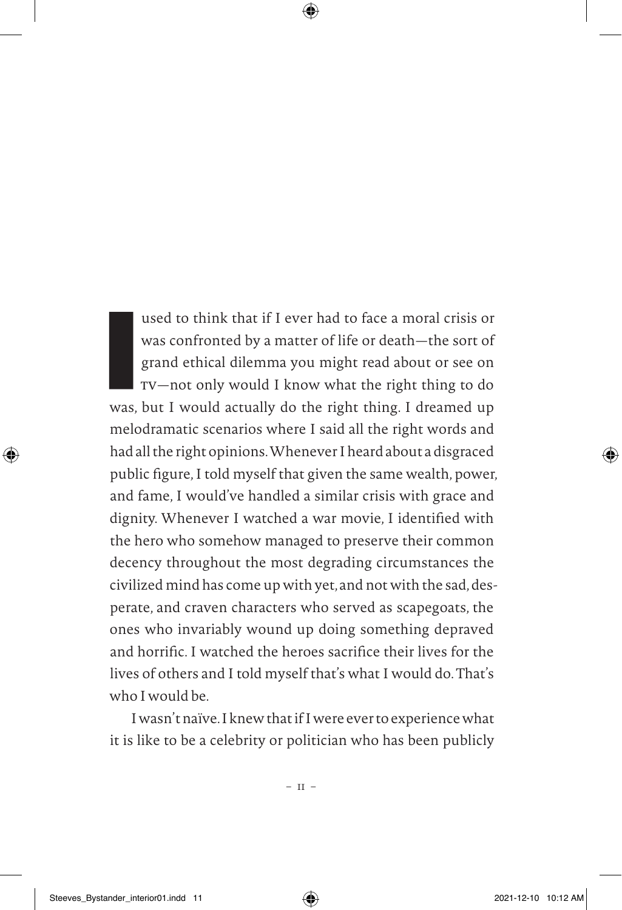I used to think that if I ever had to face a moral crisis or was confronted by a matter of life or death—the sort of grand ethical dilemma you might read about or see on TV—not only would I know what the right thing to do was, but I would actually do the right thing. I dreamed up melodramatic scenarios where I said all the right words and had all the right opinions. Whenever I heard about a disgraced public figure, I told myself that given the same wealth, power, and fame, I would've handled a similar crisis with grace and dignity. Whenever I watched a war movie, I identified with the hero who somehow managed to preserve their common decency throughout the most degrading circumstances the civilized mind has come up with yet, and not with the sad, desperate, and craven characters who served as scapegoats, the ones who invariably wound up doing something depraved and horrific. I watched the heroes sacrifice their lives for the lives of others and I told myself that's what I would do. That's who I would be.

I wasn't naïve. I knew that if I were ever to experience what it is like to be a celebrity or politician who has been publicly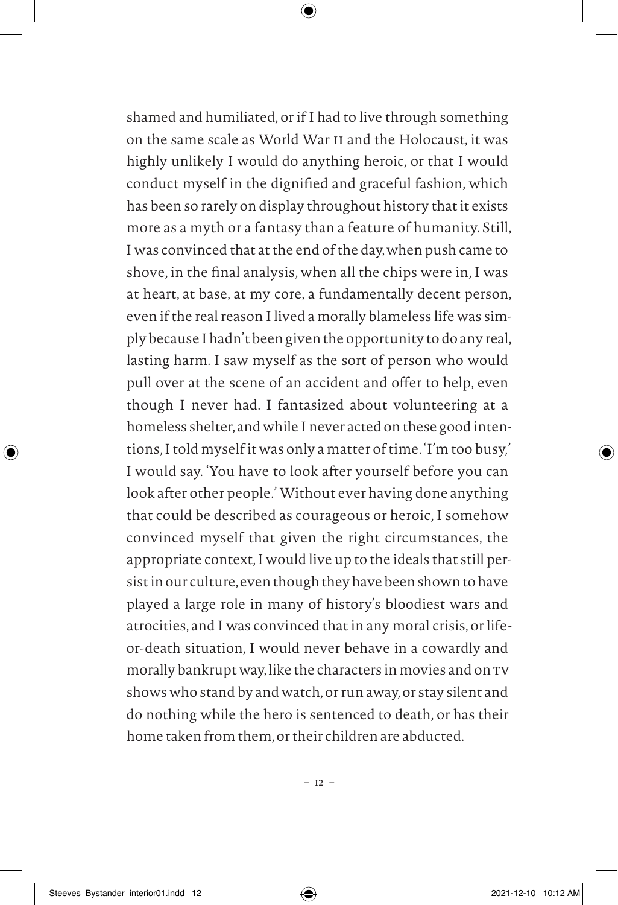shamed and humiliated, or if I had to live through something on the same scale as World War II and the Holocaust, it was highly unlikely I would do anything heroic, or that I would conduct myself in the dignified and graceful fashion, which has been so rarely on display throughout history that it exists more as a myth or a fantasy than a feature of humanity. Still, I was convinced that at the end of the day, when push came to shove, in the final analysis, when all the chips were in, I was at heart, at base, at my core, a fundamentally decent person, even if the real reason I lived a morally blameless life was simply because I hadn't been given the opportunity to do any real, lasting harm. I saw myself as the sort of person who would pull over at the scene of an accident and offer to help, even though I never had. I fantasized about volunteering at a homeless shelter, and while I never acted on these good intentions, I told myself it was only a matter of time. 'I'm too busy,' I would say. 'You have to look after yourself before you can look after other people.' Without ever having done anything that could be described as courageous or heroic, I somehow convinced myself that given the right circumstances, the appropriate context, I would live up to the ideals that still persist in our culture, even though they have been shown to have played a large role in many of history's bloodiest wars and atrocities, and I was convinced that in any moral crisis, or life-or-death situation, I would never behave in a cowardly and morally bankrupt way, like the characters in movies and on TV shows who stand by and watch, or run away, or stay silent and do nothing while the hero is sentenced to death, or has their home taken from them, or their children are abducted.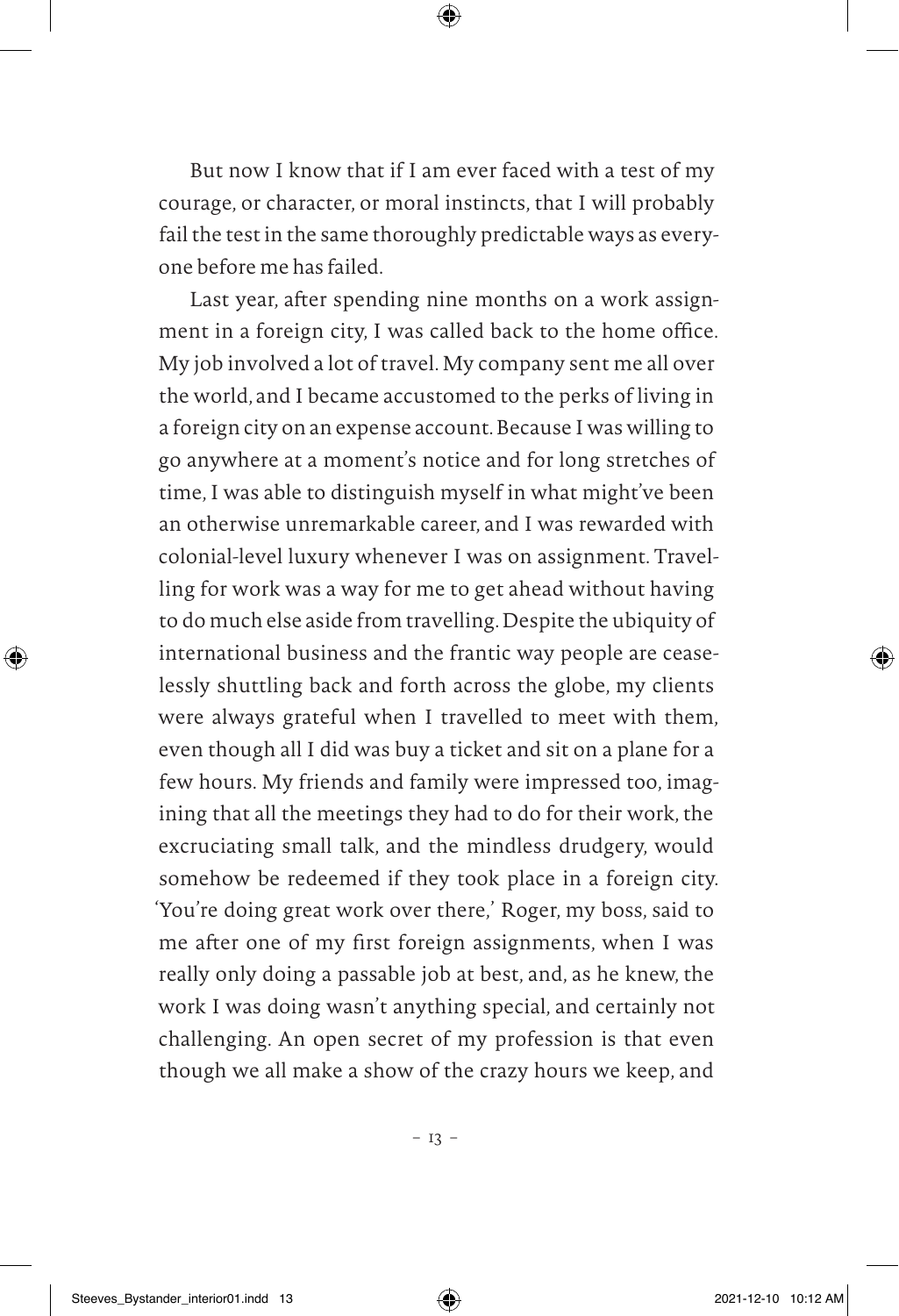But now I know that if I am ever faced with a test of my courage, or character, or moral instincts, that I will probably fail the test in the same thoroughly predictable ways as everyone before me has failed.

Last year, after spending nine months on a work assignment in a foreign city, I was called back to the home office. My job involved a lot of travel. My company sent me all over the world, and I became accustomed to the perks of living in a foreign city on an expense account. Because I was willing to go anywhere at a moment's notice and for long stretches of time, I was able to distinguish myself in what might've been an otherwise unremarkable career, and I was rewarded with colonial-level luxury whenever I was on assignment. Travelling for work was a way for me to get ahead without having to do much else aside from travelling. Despite the ubiquity of international business and the frantic way people are ceaselessly shuttling back and forth across the globe, my clients were always grateful when I travelled to meet with them, even though all I did was buy a ticket and sit on a plane for a few hours. My friends and family were impressed too, imagining that all the meetings they had to do for their work, the excruciating small talk, and the mindless drudgery, would somehow be redeemed if they took place in a foreign city. 'You're doing great work over there,' Roger, my boss, said to me after one of my first foreign assignments, when I was really only doing a passable job at best, and, as he knew, the work I was doing wasn't anything special, and certainly not challenging. An open secret of my profession is that even though we all make a show of the crazy hours we keep, and